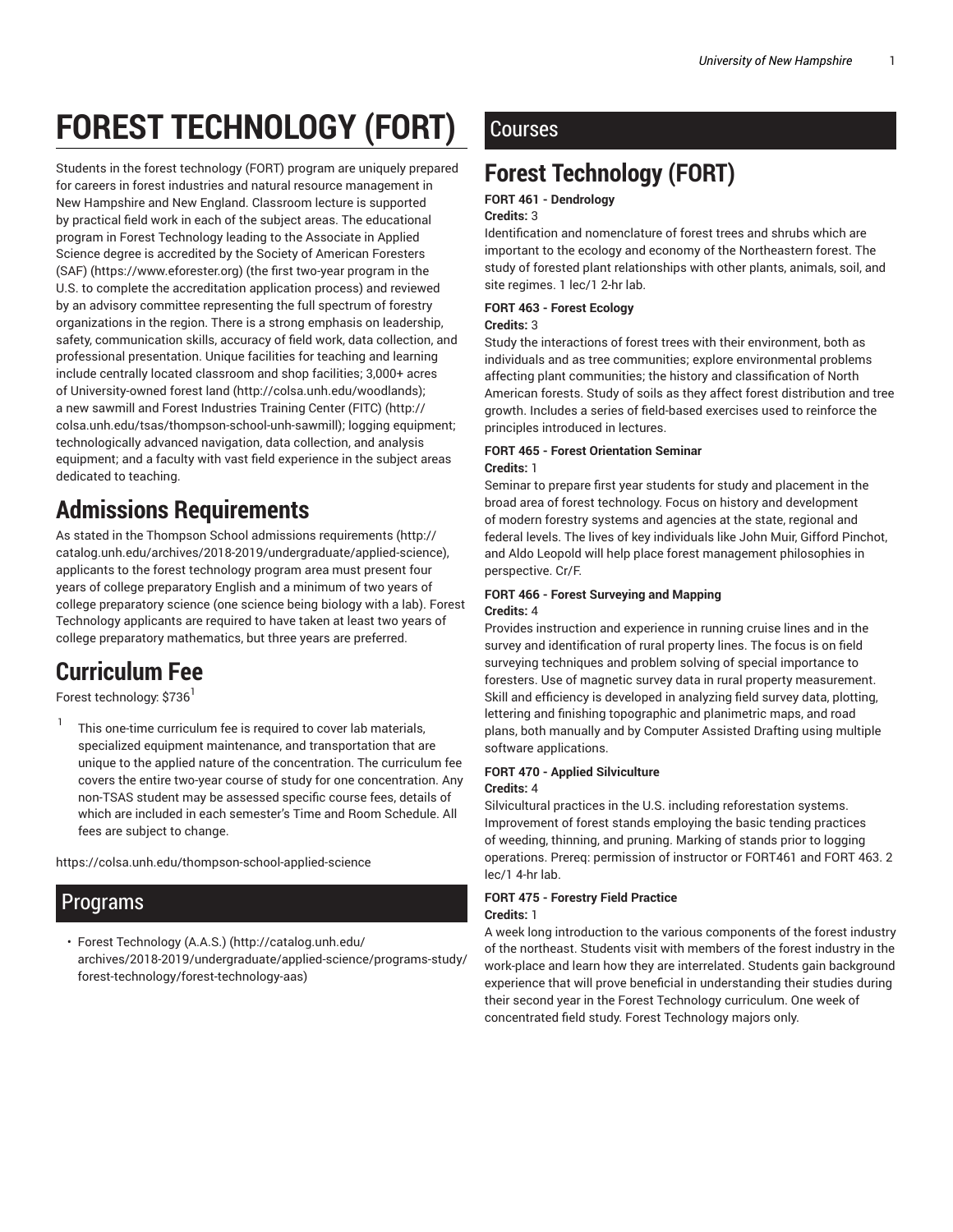# FOREST TECHNOLOGY (FORT)

Students in the forest technology (FORT) program are uniquely prepared for careers in forest industries and natural resource management in New Hampshire and New England. Classroom lecture is supported by practical field work in each of the subject areas. The educational program in Forest Technology leading to the Associate in Applied Science degree is accredited by the Society of American Foresters (SAF) (https://www.eforester.org) (the first two-year program in the U.S. to complete the accreditation application process) and reviewed by an advisory committee representing the full spectrum of forestry organizations in the region. There is a strong emphasis on leadership, safety, communication skills, accuracy of field work, data collection, and professional presentation. Unique facilities for teaching and learning include centrally located classroom and shop facilities; 3,000+ acres of University-owned forest land (http://colsa.unh.edu/woodlands); a new sawmill and Forest Industries Training Center (FITC) (http://colsa.unh.edu/tsas/thompson-school-unh-sawmill); logging equipment; technologically advanced navigation, data collection, and analysis equipment; and a faculty with vast field experience in the subject areas dedicated to teaching.

## Admissions Requirements

As stated in the Thompson School admissions requirements (http://catalog.unh.edu/archives/2018-2019/undergraduate/applied-science), applicants to the forest technology program area must present four years of college preparatory English and a minimum of two years of college preparatory science (one science being biology with a lab). Forest Technology applicants are required to have taken at least two years of college preparatory mathematics, but three years are preferred.

## Curriculum Fee

Forest technology: $736[1]

[1] This one-time curriculum fee is required to cover lab materials, specialized equipment maintenance, and transportation that are unique to the applied nature of the concentration. The curriculum fee covers the entire two-year course of study for one concentration. Any non-TSAS student may be assessed specific course fees, details of which are included in each semester's Time and Room Schedule. All fees are subject to change.

https://colsa.unh.edu/thompson-school-applied-science

## Programs

- Forest Technology (A.A.S.) (http://catalog.unh.edu/archives/2018-2019/undergraduate/applied-science/programs-study/forest-technology/forest-technology-aas)

## Courses

# Forest Technology (FORT)

**FORT 461 - Dendrology**

**Credits:** 3

Identification and nomenclature of forest trees and shrubs which are important to the ecology and economy of the Northeastern forest. The study of forested plant relationships with other plants, animals, soil, and site regimes. 1 lec/1 2-hr lab.

**FORT 463 - Forest Ecology**

**Credits:** 3

Study the interactions of forest trees with their environment, both as individuals and as tree communities; explore environmental problems affecting plant communities; the history and classification of North American forests. Study of soils as they affect forest distribution and tree growth. Includes a series of field-based exercises used to reinforce the principles introduced in lectures.

**FORT 465 - Forest Orientation Seminar**

**Credits:** 1

Seminar to prepare first year students for study and placement in the broad area of forest technology. Focus on history and development of modern forestry systems and agencies at the state, regional and federal levels. The lives of key individuals like John Muir, Gifford Pinchot, and Aldo Leopold will help place forest management philosophies in perspective. Cr/F.

**FORT 466 - Forest Surveying and Mapping**

**Credits:** 4

Provides instruction and experience in running cruise lines and in the survey and identification of rural property lines. The focus is on field surveying techniques and problem solving of special importance to foresters. Use of magnetic survey data in rural property measurement. Skill and efficiency is developed in analyzing field survey data, plotting, lettering and finishing topographic and planimetric maps, and road plans, both manually and by Computer Assisted Drafting using multiple software applications.

**FORT 470 - Applied Silviculture**

**Credits:** 4

Silvicultural practices in the U.S. including reforestation systems. Improvement of forest stands employing the basic tending practices of weeding, thinning, and pruning. Marking of stands prior to logging operations. Prereq: permission of instructor or FORT461 and FORT 463. 2 lec/1 4-hr lab.

**FORT 475 - Forestry Field Practice**

**Credits:** 1

A week long introduction to the various components of the forest industry of the northeast. Students visit with members of the forest industry in the work-place and learn how they are interrelated. Students gain background experience that will prove beneficial in understanding their studies during their second year in the Forest Technology curriculum. One week of concentrated field study. Forest Technology majors only.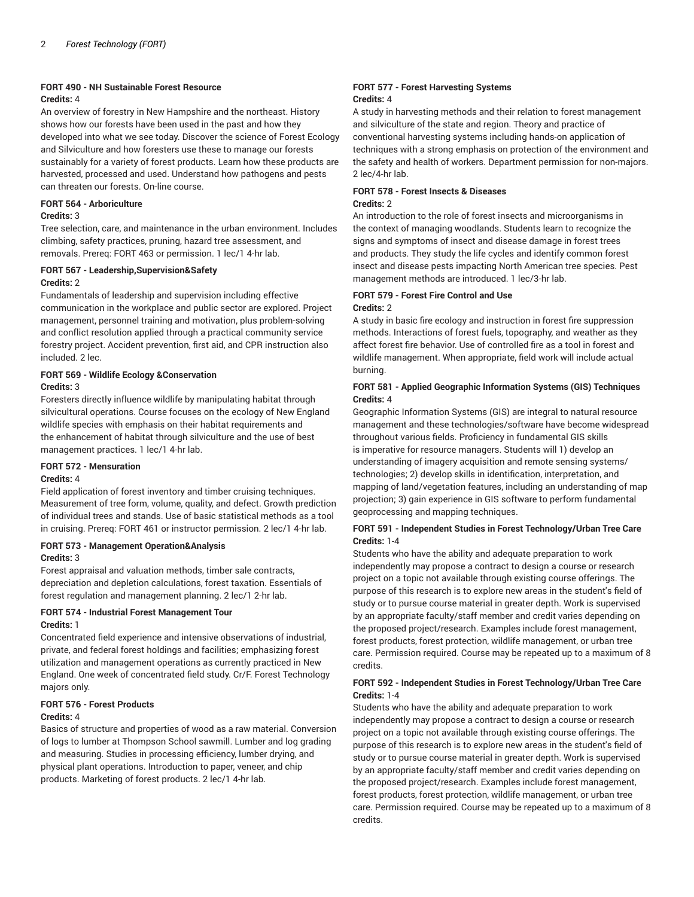#### FORT 490 - NH Sustainable Forest Resource

**Credits:** 4

An overview of forestry in New Hampshire and the northeast. History shows how our forests have been used in the past and how they developed into what we see today. Discover the science of Forest Ecology and Silviculture and how foresters use these to manage our forests sustainably for a variety of forest products. Learn how these products are harvested, processed and used. Understand how pathogens and pests can threaten our forests. On-line course.

#### FORT 564 - Arboriculture

**Credits:** 3

Tree selection, care, and maintenance in the urban environment. Includes climbing, safety practices, pruning, hazard tree assessment, and removals. Prereq: FORT 463 or permission. 1 lec/1 4-hr lab.

#### FORT 567 - Leadership,Supervision&Safety

**Credits:** 2

Fundamentals of leadership and supervision including effective communication in the workplace and public sector are explored. Project management, personnel training and motivation, plus problem-solving and conflict resolution applied through a practical community service forestry project. Accident prevention, first aid, and CPR instruction also included. 2 lec.

#### FORT 569 - Wildlife Ecology &Conservation

**Credits:** 3

Foresters directly influence wildlife by manipulating habitat through silvicultural operations. Course focuses on the ecology of New England wildlife species with emphasis on their habitat requirements and the enhancement of habitat through silviculture and the use of best management practices. 1 lec/1 4-hr lab.

#### FORT 572 - Mensuration

**Credits:** 4

Field application of forest inventory and timber cruising techniques. Measurement of tree form, volume, quality, and defect. Growth prediction of individual trees and stands. Use of basic statistical methods as a tool in cruising. Prereq: FORT 461 or instructor permission. 2 lec/1 4-hr lab.

#### FORT 573 - Management Operation&Analysis

**Credits:** 3

Forest appraisal and valuation methods, timber sale contracts, depreciation and depletion calculations, forest taxation. Essentials of forest regulation and management planning. 2 lec/1 2-hr lab.

#### FORT 574 - Industrial Forest Management Tour

**Credits:** 1

Concentrated field experience and intensive observations of industrial, private, and federal forest holdings and facilities; emphasizing forest utilization and management operations as currently practiced in New England. One week of concentrated field study. Cr/F. Forest Technology majors only.

#### FORT 576 - Forest Products

**Credits:** 4

Basics of structure and properties of wood as a raw material. Conversion of logs to lumber at Thompson School sawmill. Lumber and log grading and measuring. Studies in processing efficiency, lumber drying, and physical plant operations. Introduction to paper, veneer, and chip products. Marketing of forest products. 2 lec/1 4-hr lab.

#### FORT 577 - Forest Harvesting Systems

**Credits:** 4

A study in harvesting methods and their relation to forest management and silviculture of the state and region. Theory and practice of conventional harvesting systems including hands-on application of techniques with a strong emphasis on protection of the environment and the safety and health of workers. Department permission for non-majors. 2 lec/4-hr lab.

#### FORT 578 - Forest Insects & Diseases

**Credits:** 2

An introduction to the role of forest insects and microorganisms in the context of managing woodlands. Students learn to recognize the signs and symptoms of insect and disease damage in forest trees and products. They study the life cycles and identify common forest insect and disease pests impacting North American tree species. Pest management methods are introduced. 1 lec/3-hr lab.

#### FORT 579 - Forest Fire Control and Use

**Credits:** 2

A study in basic fire ecology and instruction in forest fire suppression methods. Interactions of forest fuels, topography, and weather as they affect forest fire behavior. Use of controlled fire as a tool in forest and wildlife management. When appropriate, field work will include actual burning.

#### FORT 581 - Applied Geographic Information Systems (GIS) Techniques

**Credits:** 4

Geographic Information Systems (GIS) are integral to natural resource management and these technologies/software have become widespread throughout various fields. Proficiency in fundamental GIS skills is imperative for resource managers. Students will 1) develop an understanding of imagery acquisition and remote sensing systems/technologies; 2) develop skills in identification, interpretation, and mapping of land/vegetation features, including an understanding of map projection; 3) gain experience in GIS software to perform fundamental geoprocessing and mapping techniques.

#### FORT 591 - Independent Studies in Forest Technology/Urban Tree Care

**Credits:** 1-4

Students who have the ability and adequate preparation to work independently may propose a contract to design a course or research project on a topic not available through existing course offerings. The purpose of this research is to explore new areas in the student's field of study or to pursue course material in greater depth. Work is supervised by an appropriate faculty/staff member and credit varies depending on the proposed project/research. Examples include forest management, forest products, forest protection, wildlife management, or urban tree care. Permission required. Course may be repeated up to a maximum of 8 credits.

#### FORT 592 - Independent Studies in Forest Technology/Urban Tree Care

**Credits:** 1-4

Students who have the ability and adequate preparation to work independently may propose a contract to design a course or research project on a topic not available through existing course offerings. The purpose of this research is to explore new areas in the student's field of study or to pursue course material in greater depth. Work is supervised by an appropriate faculty/staff member and credit varies depending on the proposed project/research. Examples include forest management, forest products, forest protection, wildlife management, or urban tree care. Permission required. Course may be repeated up to a maximum of 8 credits.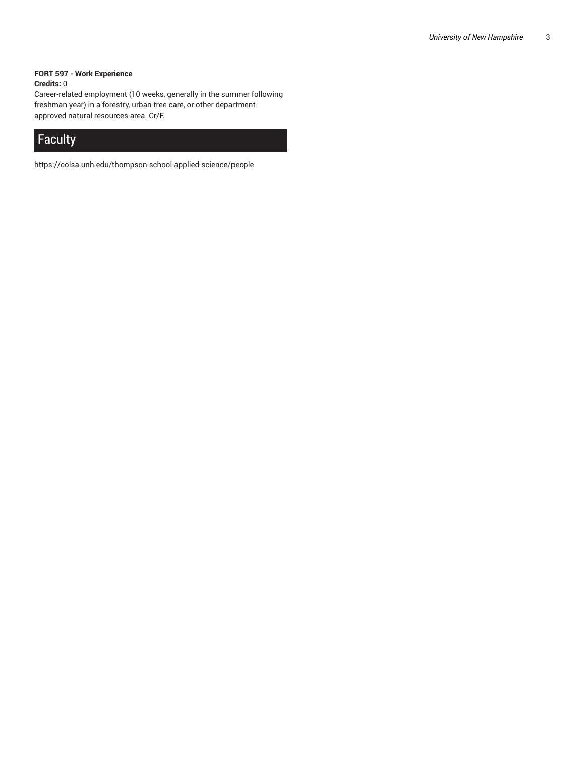**FORT 597 - Work Experience**
**Credits:** 0
Career-related employment (10 weeks, generally in the summer following freshman year) in a forestry, urban tree care, or other department-approved natural resources area. Cr/F.

# Faculty

https://colsa.unh.edu/thompson-school-applied-science/people